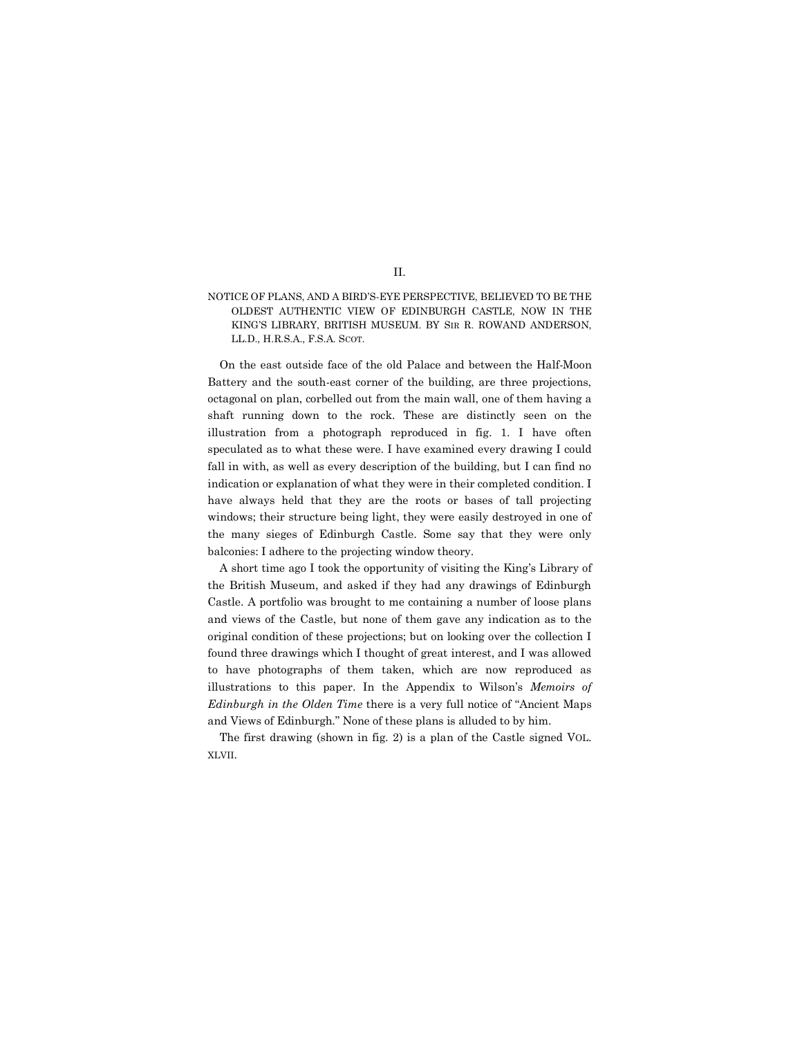II.

NOTICE OF PLANS, AND A BIRD'S-EYE PERSPECTIVE, BELIEVED TO BE THE OLDEST AUTHENTIC VIEW OF EDINBURGH CASTLE, NOW IN THE KING'S LIBRARY, BRITISH MUSEUM. BY SIR R. ROWAND ANDERSON, LL.D., H.R.S.A., F.S.A. SCOT.

On the east outside face of the old Palace and between the Half-Moon Battery and the south-east corner of the building, are three projections, octagonal on plan, corbelled out from the main wall, one of them having a shaft running down to the rock. These are distinctly seen on the illustration from a photograph reproduced in fig. 1. I have often speculated as to what these were. I have examined every drawing I could fall in with, as well as every description of the building, but I can find no indication or explanation of what they were in their completed condition. I have always held that they are the roots or bases of tall projecting windows; their structure being light, they were easily destroyed in one of the many sieges of Edinburgh Castle. Some say that they were only balconies: I adhere to the projecting window theory.

A short time ago I took the opportunity of visiting the King's Library of the British Museum, and asked if they had any drawings of Edinburgh Castle. A portfolio was brought to me containing a number of loose plans and views of the Castle, but none of them gave any indication as to the original condition of these projections; but on looking over the collection I found three drawings which I thought of great interest, and I was allowed to have photographs of them taken, which are now reproduced as illustrations to this paper. In the Appendix to Wilson's *Memoirs of Edinburgh in the Olden Time* there is a very full notice of "Ancient Maps and Views of Edinburgh." None of these plans is alluded to by him.

The first drawing (shown in fig. 2) is a plan of the Castle signed VOL. XLVII.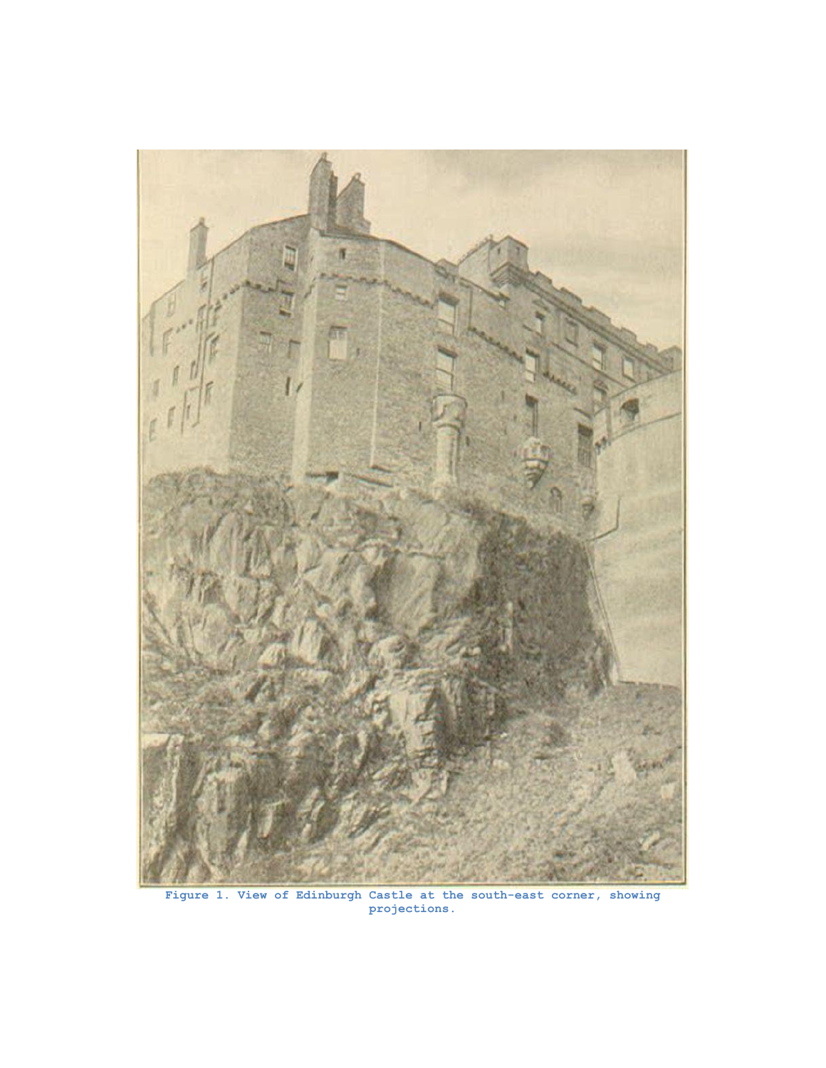Figure 1. View of Edinburgh Castle at the south-east corner, showing projections.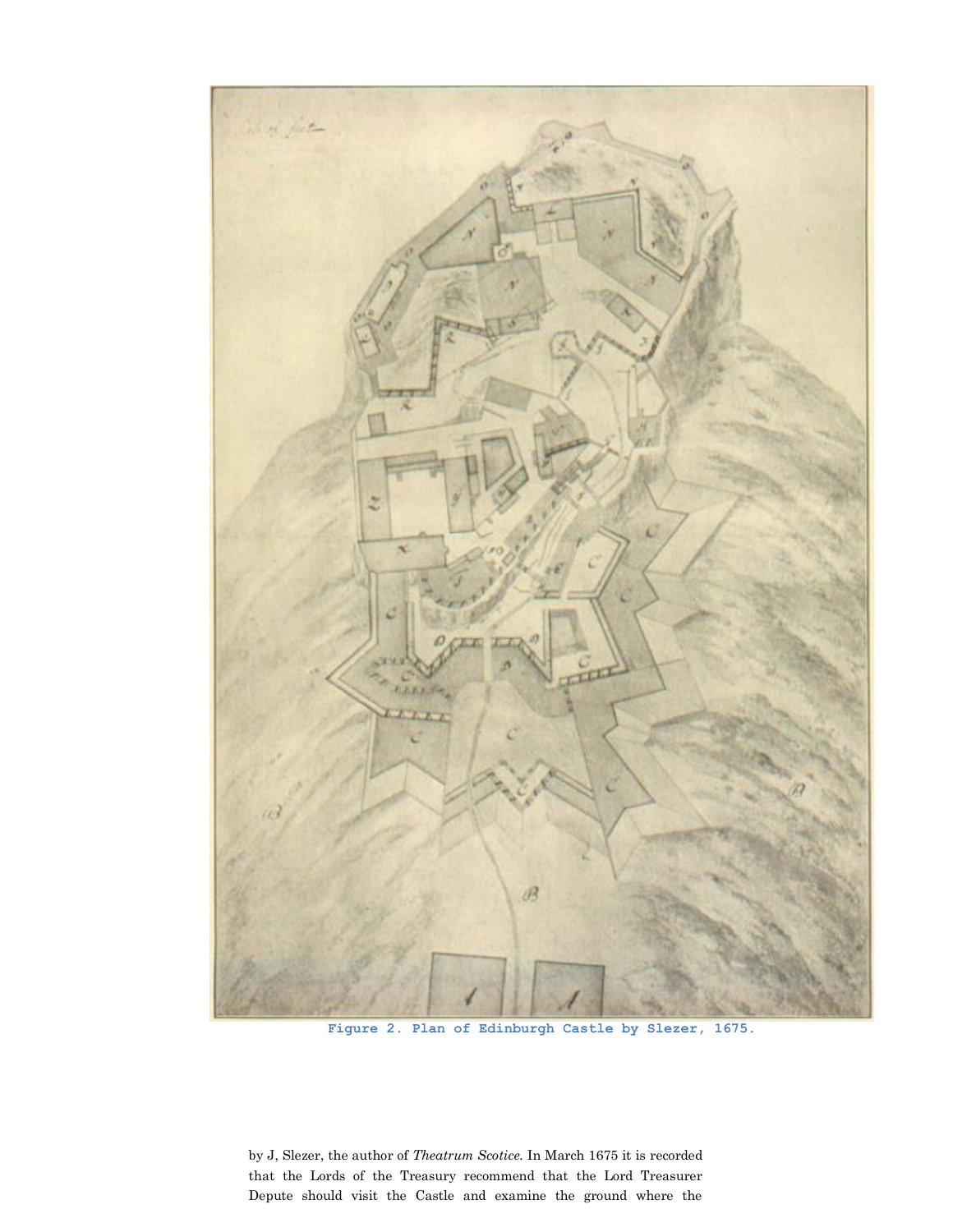Figure 2. Plan of Edinburgh Castle by Slezer, 1675.

by J, Slezer, the author of *Theatrum Scotice*. In March 1675 it is recorded that the Lords of the Treasury recommend that the Lord Treasurer Depute should visit the Castle and examine the ground where the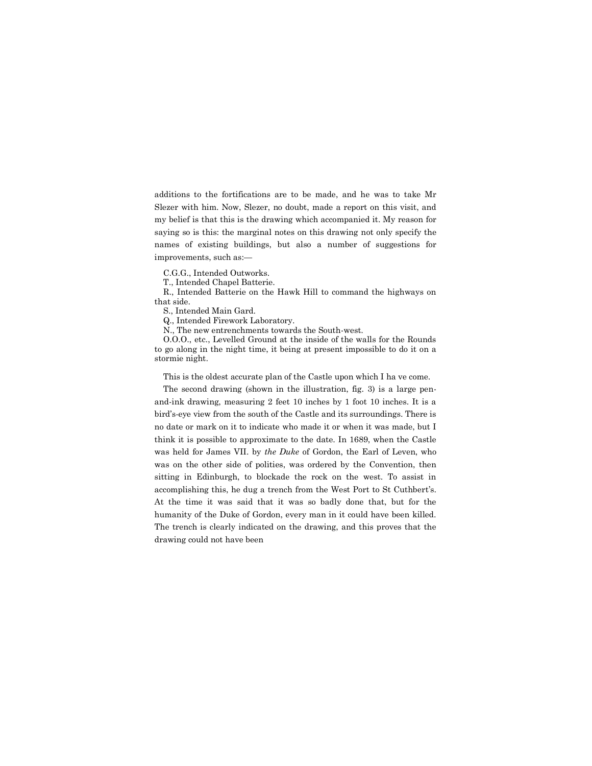additions to the fortifications are to be made, and he was to take Mr Slezer with him. Now, Slezer, no doubt, made a report on this visit, and my belief is that this is the drawing which accompanied it. My reason for saying so is this: the marginal notes on this drawing not only specify the names of existing buildings, but also a number of suggestions for improvements, such as:—

C.G.G., Intended Outworks.

T., Intended Chapel Batterie.

R., Intended Batterie on the Hawk Hill to command the highways on that side.

S., Intended Main Gard.

Q., Intended Firework Laboratory.

N., The new entrenchments towards the South-west.

O.O.O., etc., Levelled Ground at the inside of the walls for the Rounds to go along in the night time, it being at present impossible to do it on a stormie night.

This is the oldest accurate plan of the Castle upon which I ha ve come.

The second drawing (shown in the illustration, fig. 3) is a large pen-and-ink drawing, measuring 2 feet 10 inches by 1 foot 10 inches. It is a bird's-eye view from the south of the Castle and its surroundings. There is no date or mark on it to indicate who made it or when it was made, but I think it is possible to approximate to the date. In 1689, when the Castle was held for James VII. by *the Duke* of Gordon, the Earl of Leven, who was on the other side of polities, was ordered by the Convention, then sitting in Edinburgh, to blockade the rock on the west. To assist in accomplishing this, he dug a trench from the West Port to St Cuthbert's. At the time it was said that it was so badly done that, but for the humanity of the Duke of Gordon, every man in it could have been killed. The trench is clearly indicated on the drawing, and this proves that the drawing could not have been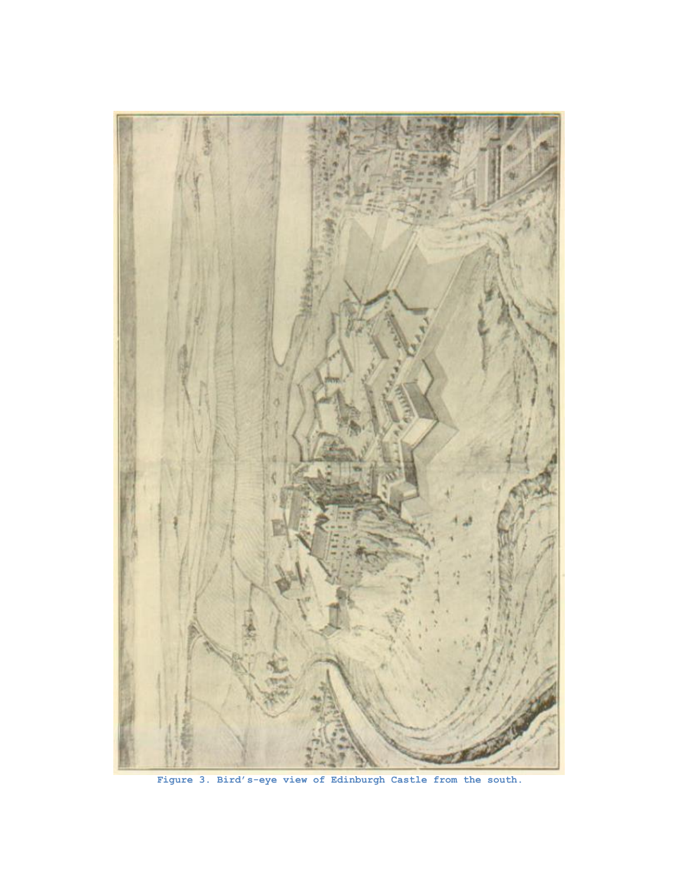Figure 3. Bird's-eye view of Edinburgh Castle from the south.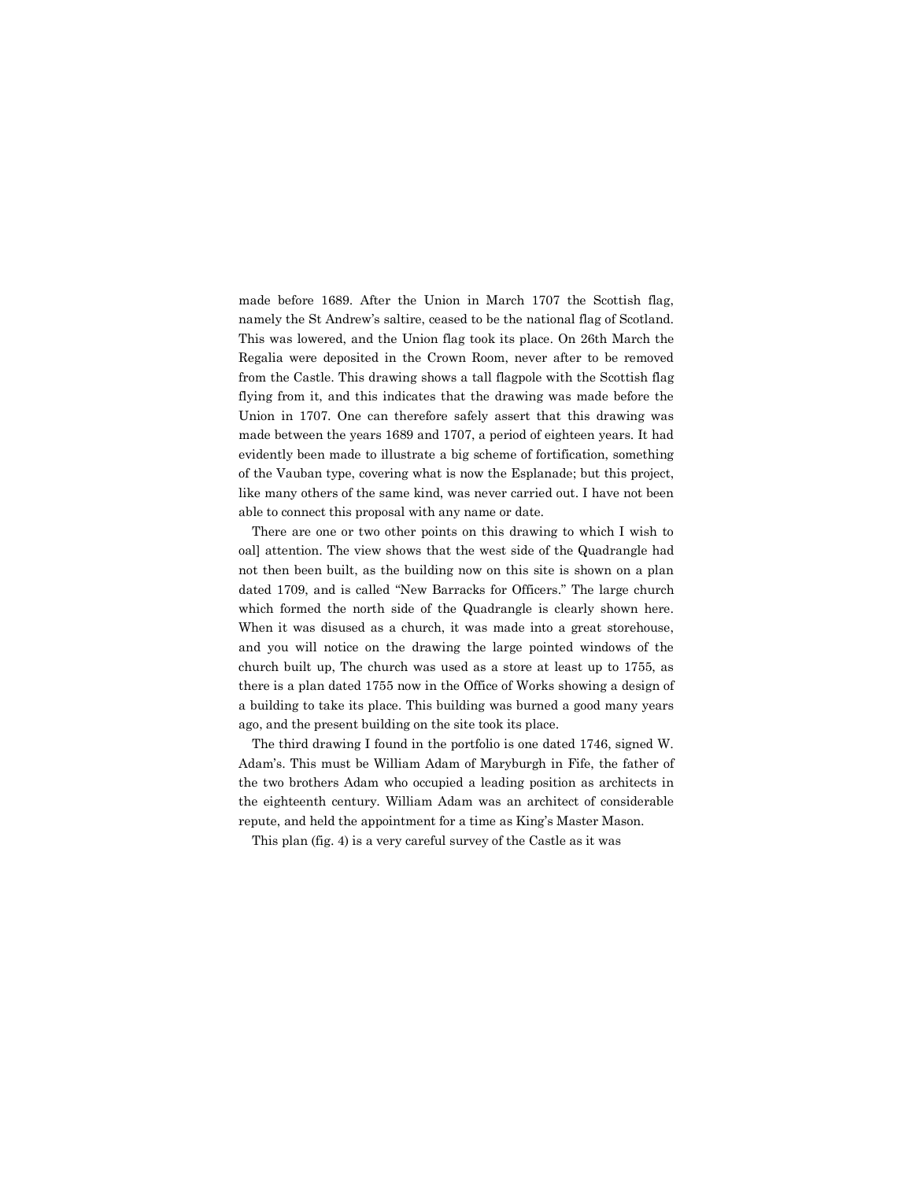made before 1689. After the Union in March 1707 the Scottish flag, namely the St Andrew's saltire, ceased to be the national flag of Scotland. This was lowered, and the Union flag took its place. On 26th March the Regalia were deposited in the Crown Room, never after to be removed from the Castle. This drawing shows a tall flagpole with the Scottish flag flying from it, and this indicates that the drawing was made before the Union in 1707. One can therefore safely assert that this drawing was made between the years 1689 and 1707, a period of eighteen years. It had evidently been made to illustrate a big scheme of fortification, something of the Vauban type, covering what is now the Esplanade; but this project, like many others of the same kind, was never carried out. I have not been able to connect this proposal with any name or date.

There are one or two other points on this drawing to which I wish to oal] attention. The view shows that the west side of the Quadrangle had not then been built, as the building now on this site is shown on a plan dated 1709, and is called "New Barracks for Officers." The large church which formed the north side of the Quadrangle is clearly shown here. When it was disused as a church, it was made into a great storehouse, and you will notice on the drawing the large pointed windows of the church built up, The church was used as a store at least up to 1755, as there is a plan dated 1755 now in the Office of Works showing a design of a building to take its place. This building was burned a good many years ago, and the present building on the site took its place.

The third drawing I found in the portfolio is one dated 1746, signed W. Adam's. This must be William Adam of Maryburgh in Fife, the father of the two brothers Adam who occupied a leading position as architects in the eighteenth century. William Adam was an architect of considerable repute, and held the appointment for a time as King's Master Mason.

This plan (fig. 4) is a very careful survey of the Castle as it was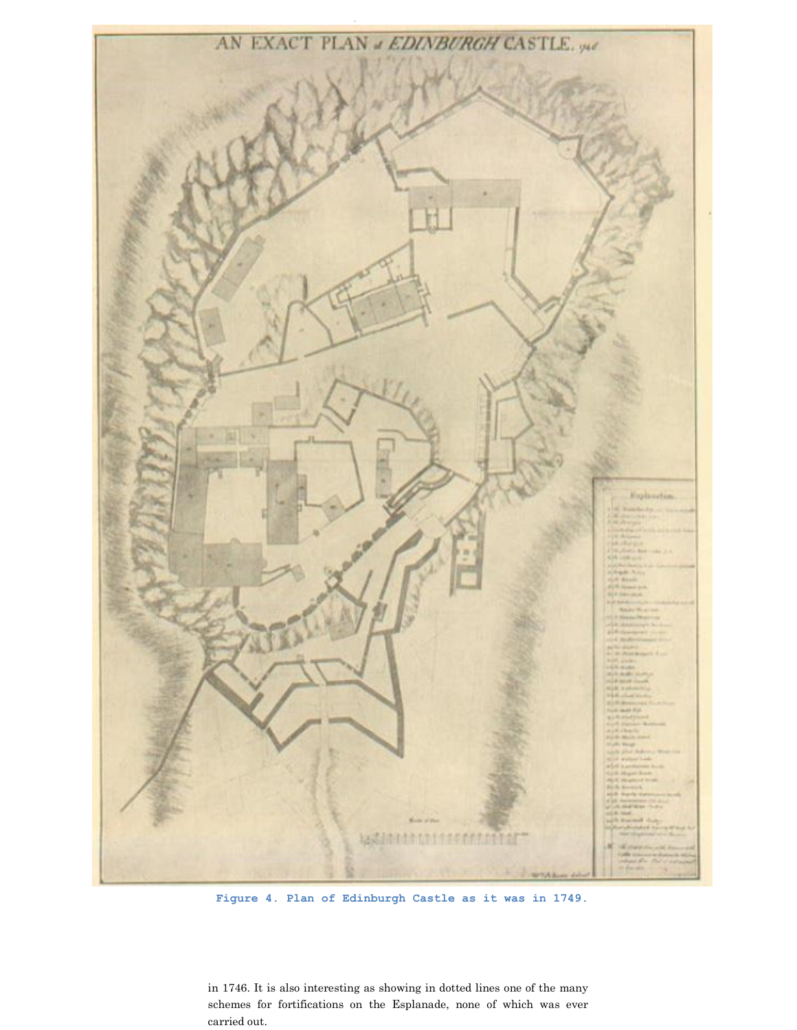Figure 4. Plan of Edinburgh Castle as it was in 1749.

in 1746. It is also interesting as showing in dotted lines one of the many schemes for fortifications on the Esplanade, none of which was ever carried out.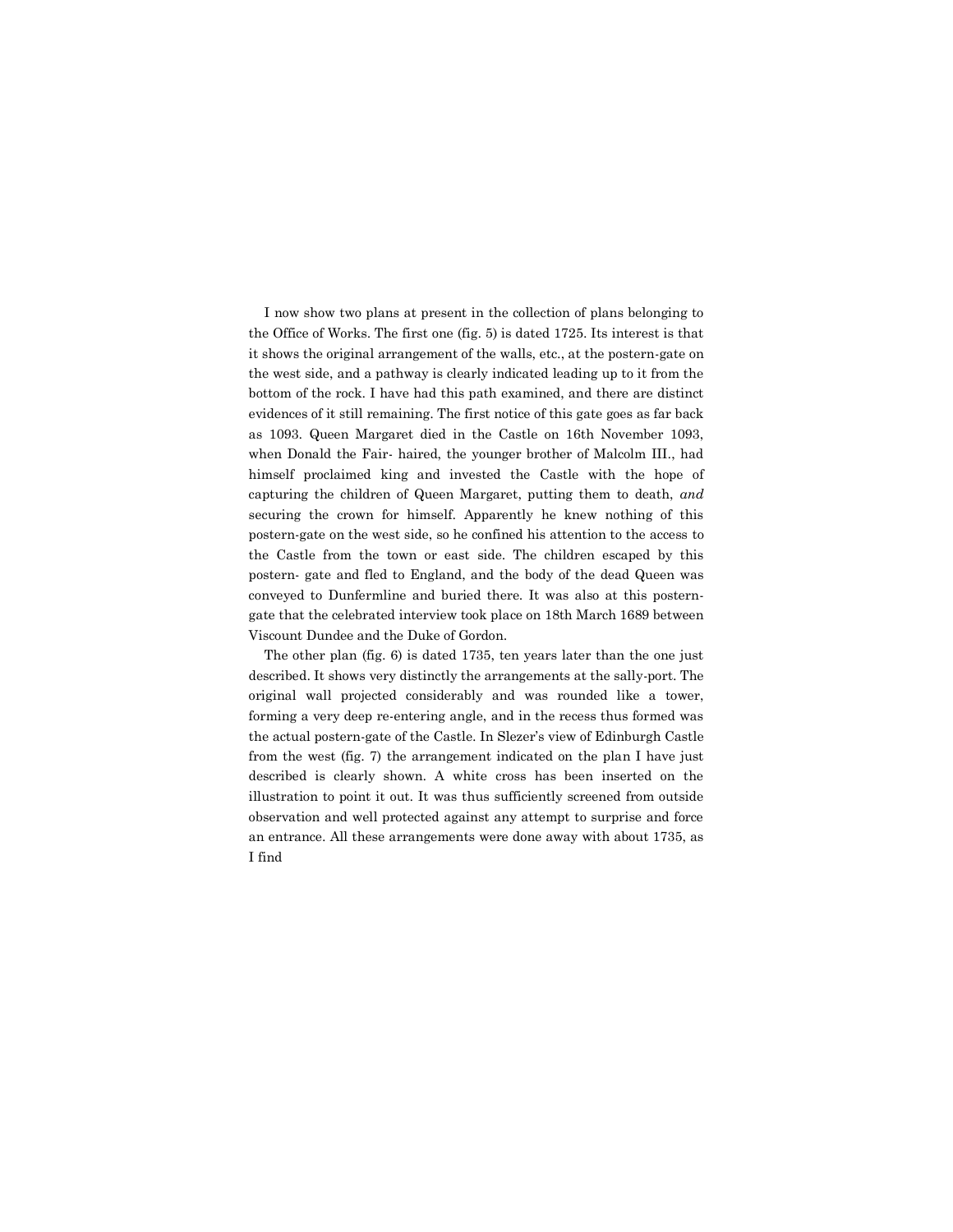I now show two plans at present in the collection of plans belonging to the Office of Works. The first one (fig. 5) is dated 1725. Its interest is that it shows the original arrangement of the walls, etc., at the postern-gate on the west side, and a pathway is clearly indicated leading up to it from the bottom of the rock. I have had this path examined, and there are distinct evidences of it still remaining. The first notice of this gate goes as far back as 1093. Queen Margaret died in the Castle on 16th November 1093, when Donald the Fair- haired, the younger brother of Malcolm III., had himself proclaimed king and invested the Castle with the hope of capturing the children of Queen Margaret, putting them to death, *and* securing the crown for himself. Apparently he knew nothing of this postern-gate on the west side, so he confined his attention to the access to the Castle from the town or east side. The children escaped by this postern- gate and fled to England, and the body of the dead Queen was conveyed to Dunfermline and buried there. It was also at this postern-gate that the celebrated interview took place on 18th March 1689 between Viscount Dundee and the Duke of Gordon.

The other plan (fig. 6) is dated 1735, ten years later than the one just described. It shows very distinctly the arrangements at the sally-port. The original wall projected considerably and was rounded like a tower, forming a very deep re-entering angle, and in the recess thus formed was the actual postern-gate of the Castle. In Slezer's view of Edinburgh Castle from the west (fig. 7) the arrangement indicated on the plan I have just described is clearly shown. A white cross has been inserted on the illustration to point it out. It was thus sufficiently screened from outside observation and well protected against any attempt to surprise and force an entrance. All these arrangements were done away with about 1735, as I find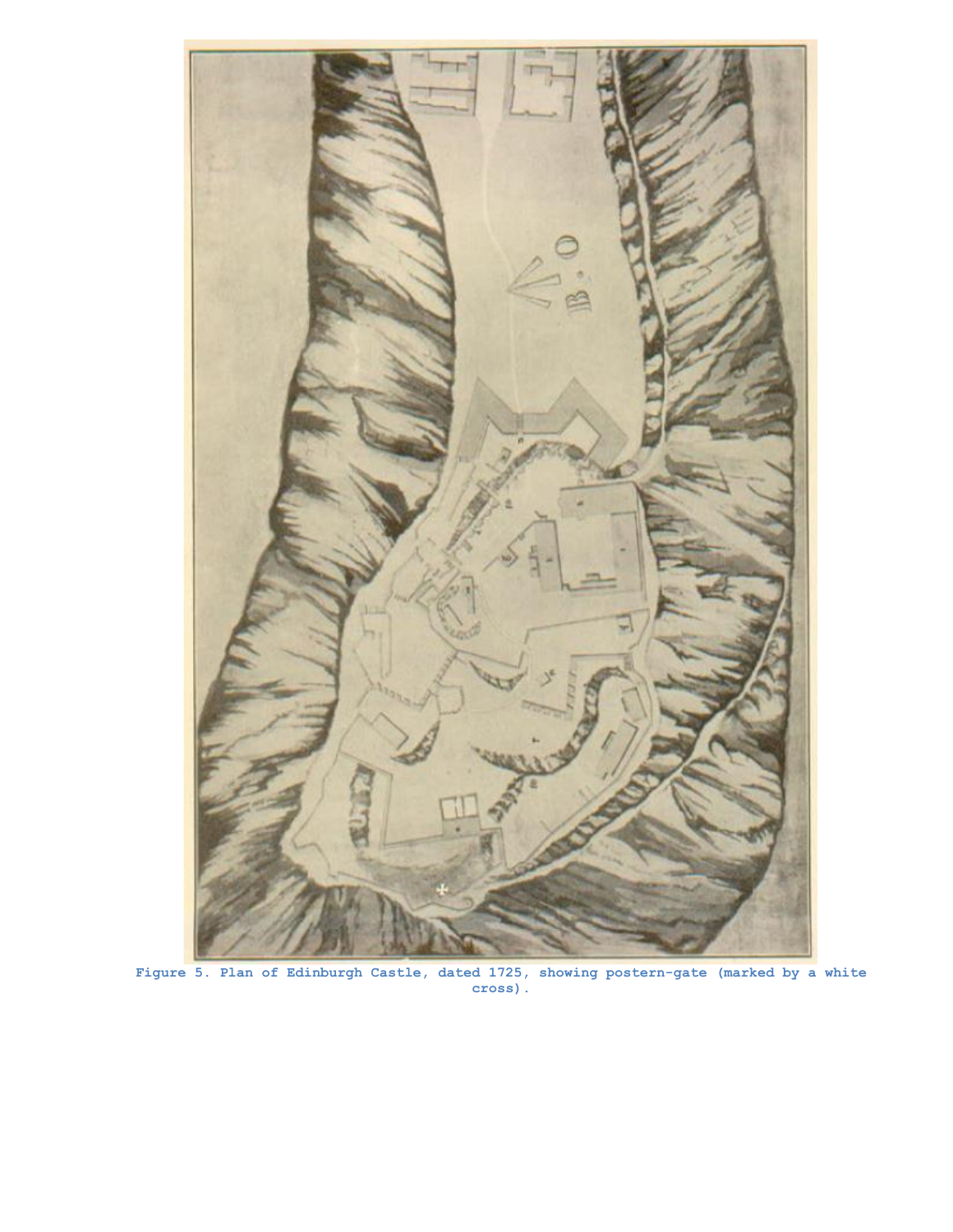Figure 5. Plan of Edinburgh Castle, dated 1725, showing postern-gate (marked by a white cross).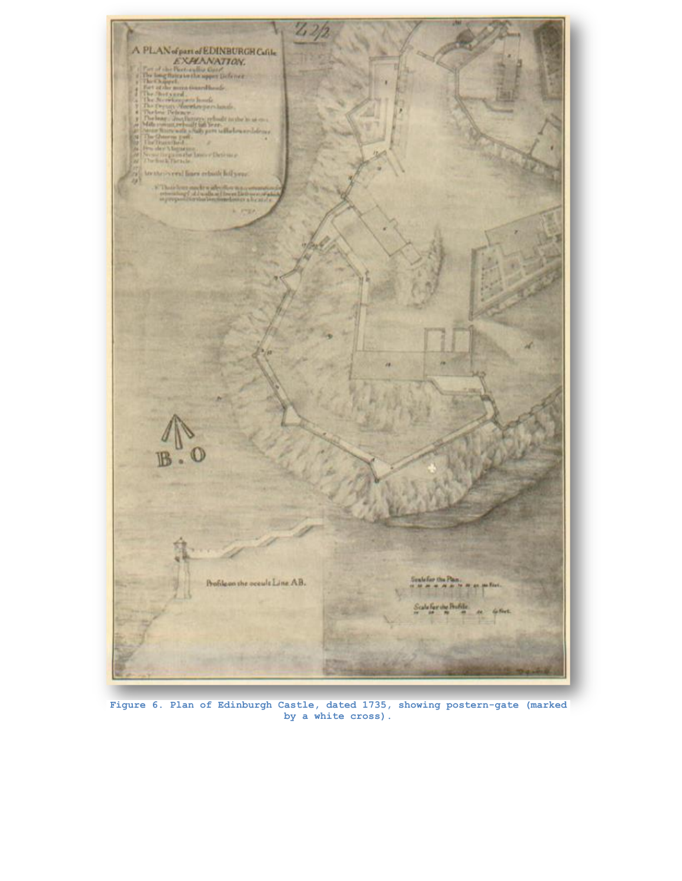Figure 6. Plan of Edinburgh Castle, dated 1735, showing postern-gate (marked by a white cross).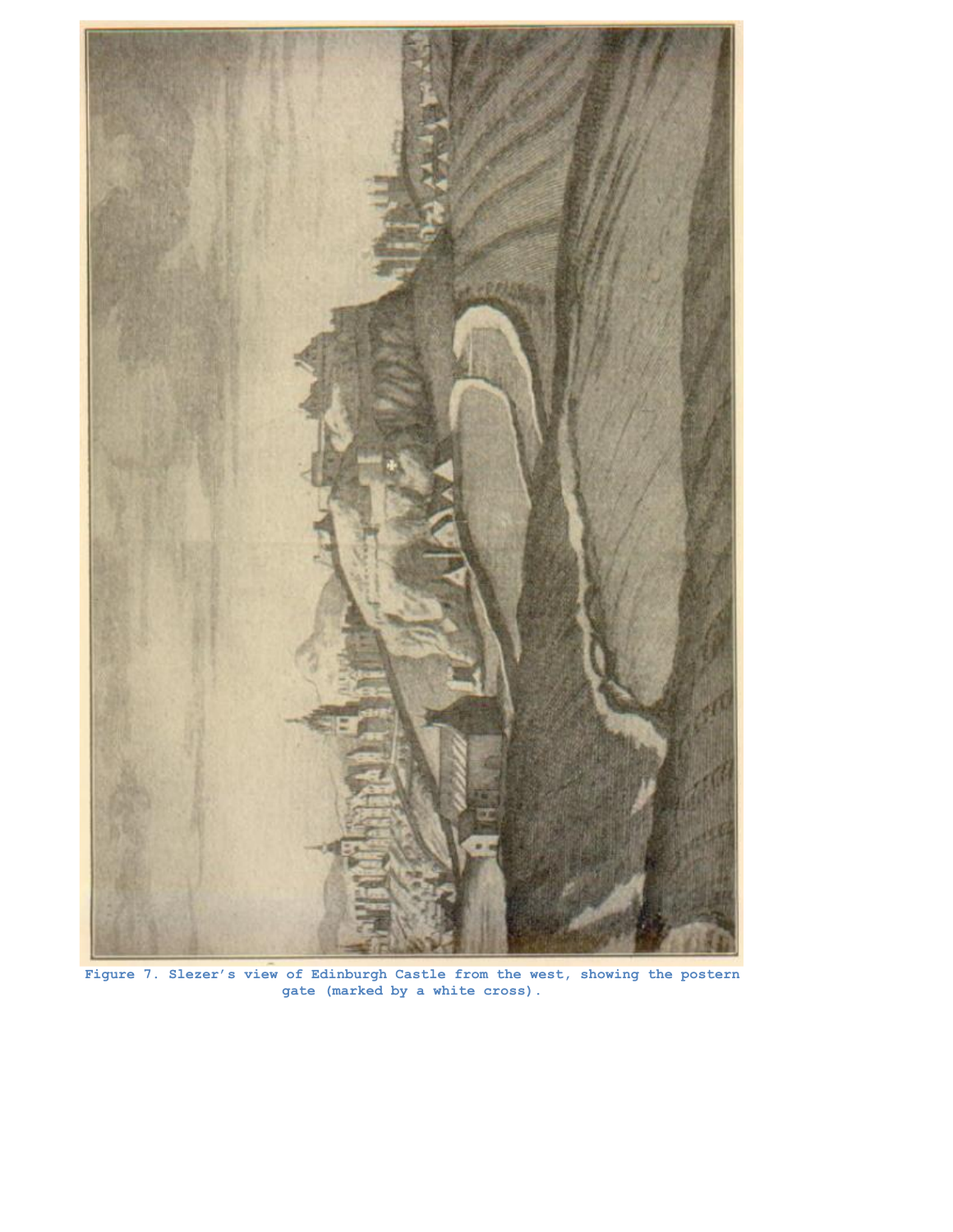Figure 7. Slezer's view of Edinburgh Castle from the west, showing the postern gate (marked by a white cross).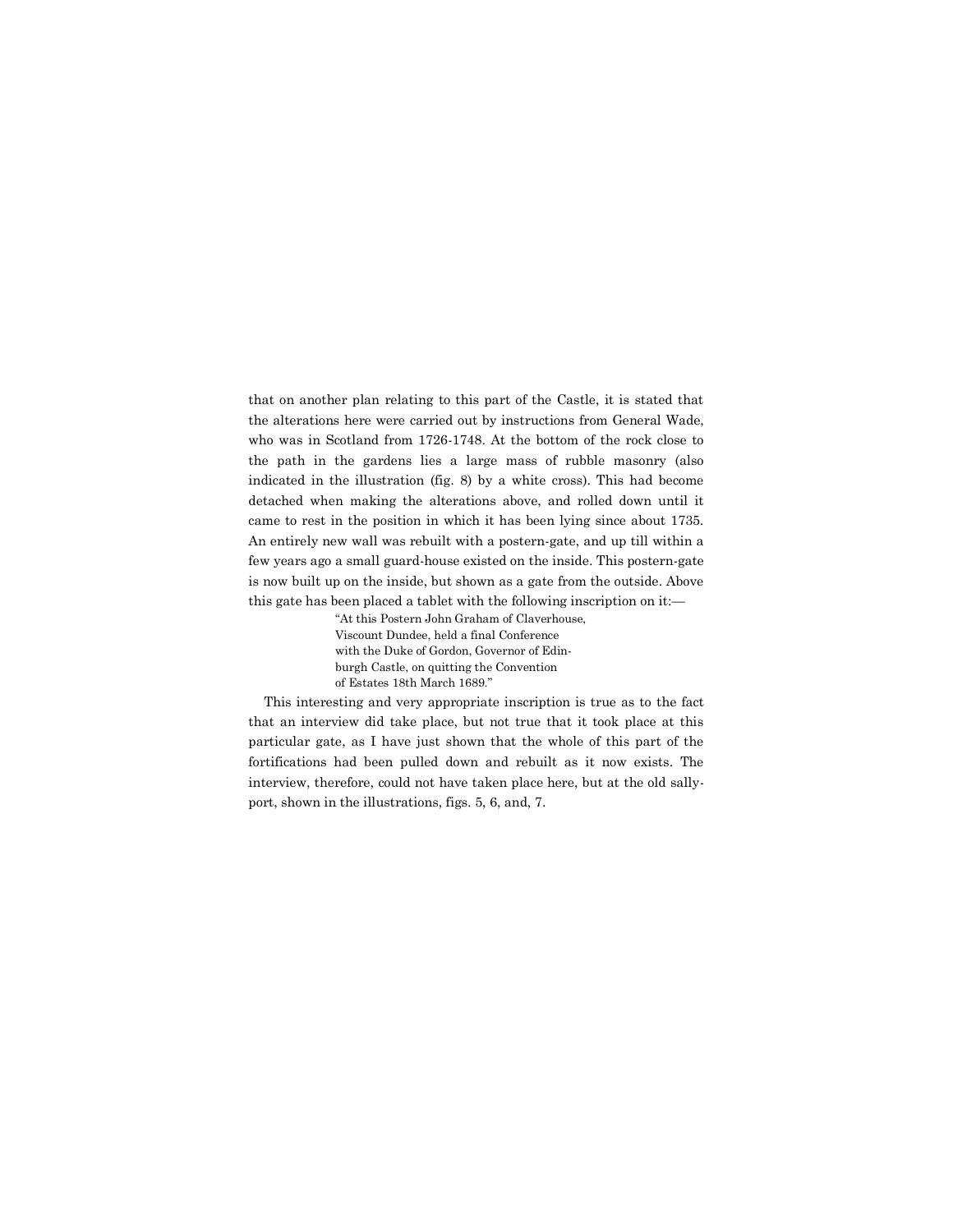that on another plan relating to this part of the Castle, it is stated that the alterations here were carried out by instructions from General Wade, who was in Scotland from 1726-1748. At the bottom of the rock close to the path in the gardens lies a large mass of rubble masonry (also indicated in the illustration (fig. 8) by a white cross). This had become detached when making the alterations above, and rolled down until it came to rest in the position in which it has been lying since about 1735. An entirely new wall was rebuilt with a postern-gate, and up till within a few years ago a small guard-house existed on the inside. This postern-gate is now built up on the inside, but shown as a gate from the outside. Above this gate has been placed a tablet with the following inscription on it:—

> "At this Postern John Graham of Claverhouse,
> Viscount Dundee, held a final Conference
> with the Duke of Gordon, Governor of Edin-
> burgh Castle, on quitting the Convention
> of Estates 18th March 1689."

This interesting and very appropriate inscription is true as to the fact that an interview did take place, but not true that it took place at this particular gate, as I have just shown that the whole of this part of the fortifications had been pulled down and rebuilt as it now exists. The interview, therefore, could not have taken place here, but at the old sally-port, shown in the illustrations, figs. 5, 6, and, 7.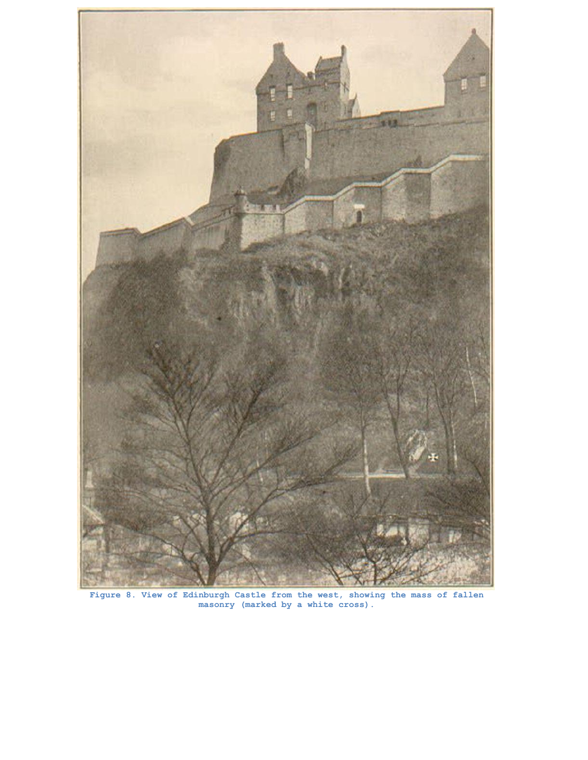Figure 8. View of Edinburgh Castle from the west, showing the mass of fallen masonry (marked by a white cross).